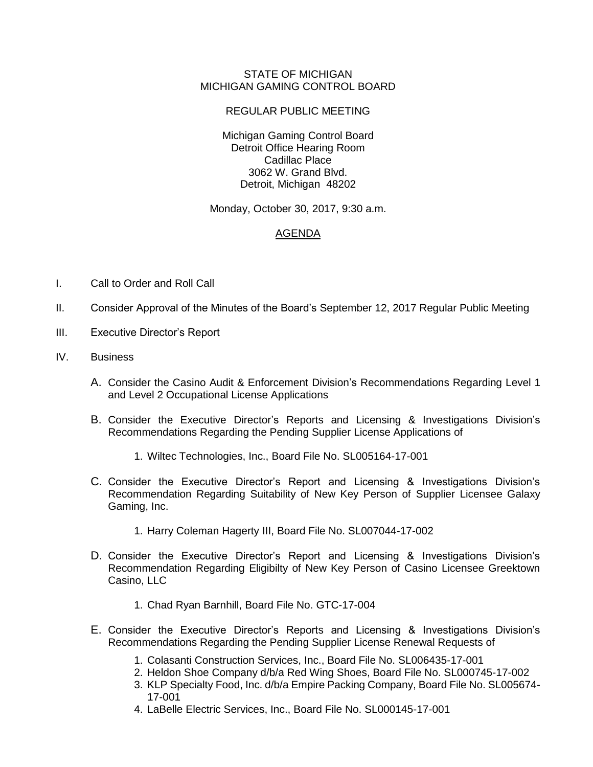STATE OF MICHIGAN
MICHIGAN GAMING CONTROL BOARD

REGULAR PUBLIC MEETING

Michigan Gaming Control Board
Detroit Office Hearing Room
Cadillac Place
3062 W. Grand Blvd.
Detroit, Michigan 48202

Monday, October 30, 2017, 9:30 a.m.

## AGENDA

I. Call to Order and Roll Call

II. Consider Approval of the Minutes of the Board's September 12, 2017 Regular Public Meeting

III. Executive Director's Report

IV. Business

   A. Consider the Casino Audit & Enforcement Division's Recommendations Regarding Level 1 and Level 2 Occupational License Applications

   B. Consider the Executive Director's Reports and Licensing & Investigations Division's Recommendations Regarding the Pending Supplier License Applications of

      1. Wiltec Technologies, Inc., Board File No. SL005164-17-001

   C. Consider the Executive Director's Report and Licensing & Investigations Division's Recommendation Regarding Suitability of New Key Person of Supplier Licensee Galaxy Gaming, Inc.

      1. Harry Coleman Hagerty III, Board File No. SL007044-17-002

   D. Consider the Executive Director's Report and Licensing & Investigations Division's Recommendation Regarding Eligibilty of New Key Person of Casino Licensee Greektown Casino, LLC

      1. Chad Ryan Barnhill, Board File No. GTC-17-004

   E. Consider the Executive Director's Reports and Licensing & Investigations Division's Recommendations Regarding the Pending Supplier License Renewal Requests of

      1. Colasanti Construction Services, Inc., Board File No. SL006435-17-001
      2. Heldon Shoe Company d/b/a Red Wing Shoes, Board File No. SL000745-17-002
      3. KLP Specialty Food, Inc. d/b/a Empire Packing Company, Board File No. SL005674-17-001
      4. LaBelle Electric Services, Inc., Board File No. SL000145-17-001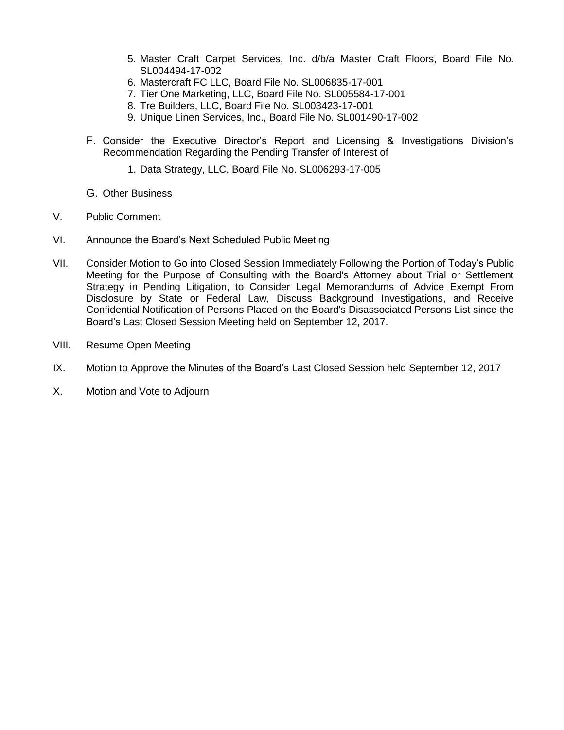5. Master Craft Carpet Services, Inc. d/b/a Master Craft Floors, Board File No. SL004494-17-002
6. Mastercraft FC LLC, Board File No. SL006835-17-001
7. Tier One Marketing, LLC, Board File No. SL005584-17-001
8. Tre Builders, LLC, Board File No. SL003423-17-001
9. Unique Linen Services, Inc., Board File No. SL001490-17-002

F. Consider the Executive Director's Report and Licensing & Investigations Division's Recommendation Regarding the Pending Transfer of Interest of

1. Data Strategy, LLC, Board File No. SL006293-17-005

G. Other Business

V. Public Comment

VI. Announce the Board's Next Scheduled Public Meeting

VII. Consider Motion to Go into Closed Session Immediately Following the Portion of Today's Public Meeting for the Purpose of Consulting with the Board's Attorney about Trial or Settlement Strategy in Pending Litigation, to Consider Legal Memorandums of Advice Exempt From Disclosure by State or Federal Law, Discuss Background Investigations, and Receive Confidential Notification of Persons Placed on the Board's Disassociated Persons List since the Board's Last Closed Session Meeting held on September 12, 2017.

VIII. Resume Open Meeting

IX. Motion to Approve the Minutes of the Board's Last Closed Session held September 12, 2017

X. Motion and Vote to Adjourn